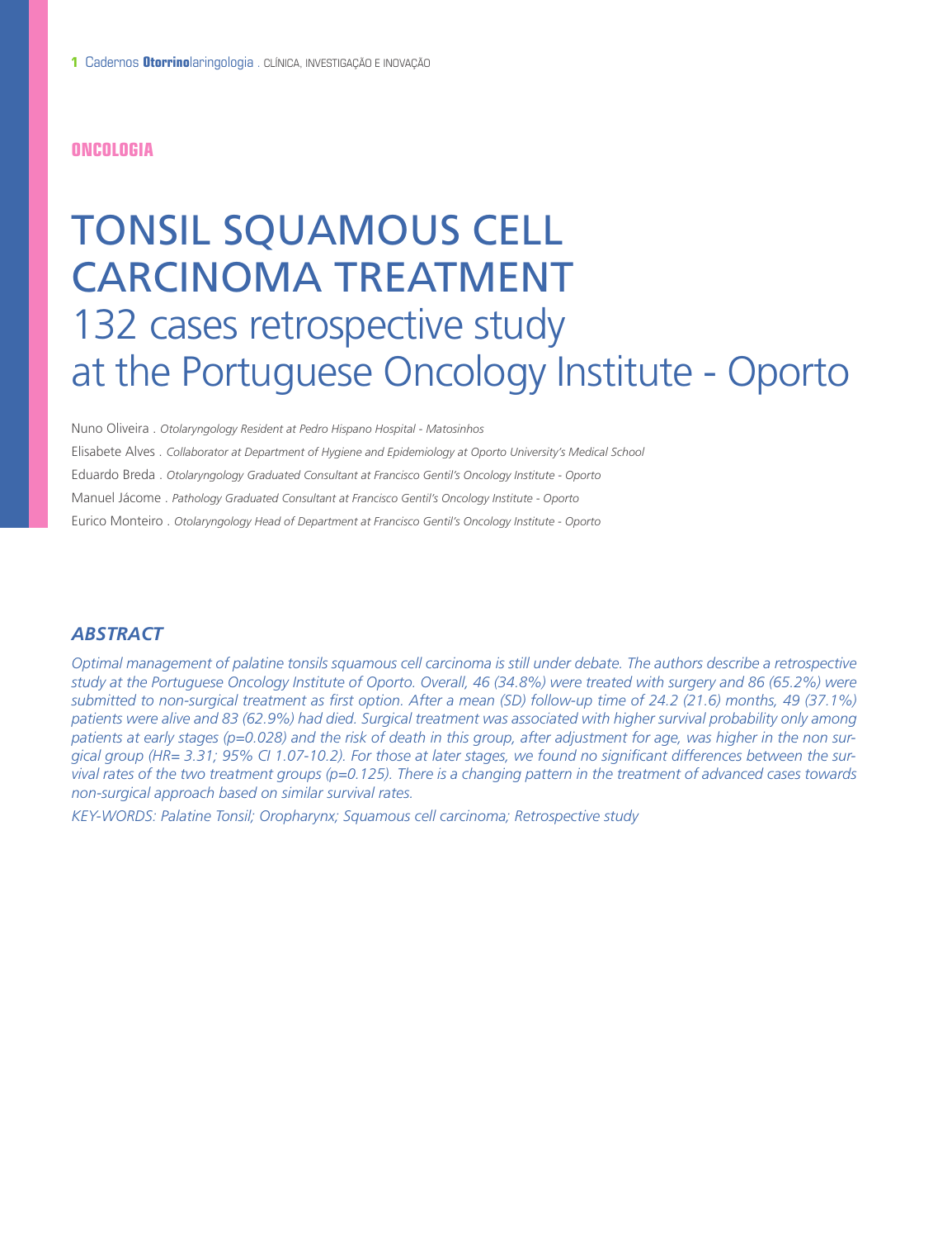ONCOLOGIA

# TONSIL SQUAMOUS CELL CARCINOMA TREATMENT
## 132 cases retrospective study at the Portuguese Oncology Institute - Oporto

Nuno Oliveira . *Otolaryngology Resident at Pedro Hispano Hospital - Matosinhos*

Elisabete Alves . *Collaborator at Department of Hygiene and Epidemiology at Oporto University's Medical School*

Eduardo Breda . *Otolaryngology Graduated Consultant at Francisco Gentil's Oncology Institute - Oporto*

Manuel Jácome . *Pathology Graduated Consultant at Francisco Gentil's Oncology Institute - Oporto*

Eurico Monteiro . *Otolaryngology Head of Department at Francisco Gentil's Oncology Institute - Oporto*

### *ABSTRACT*

*Optimal management of palatine tonsils squamous cell carcinoma is still under debate. The authors describe a retrospective study at the Portuguese Oncology Institute of Oporto. Overall, 46 (34.8%) were treated with surgery and 86 (65.2%) were submitted to non-surgical treatment as first option. After a mean (SD) follow-up time of 24.2 (21.6) months, 49 (37.1%) patients were alive and 83 (62.9%) had died. Surgical treatment was associated with higher survival probability only among patients at early stages ($p=0.028$) and the risk of death in this group, after adjustment for age, was higher in the non surgical group (HR= 3.31; 95% CI 1.07-10.2). For those at later stages, we found no significant differences between the survival rates of the two treatment groups ($p=0.125$). There is a changing pattern in the treatment of advanced cases towards non-surgical approach based on similar survival rates.*

*KEY-WORDS: Palatine Tonsil; Oropharynx; Squamous cell carcinoma; Retrospective study*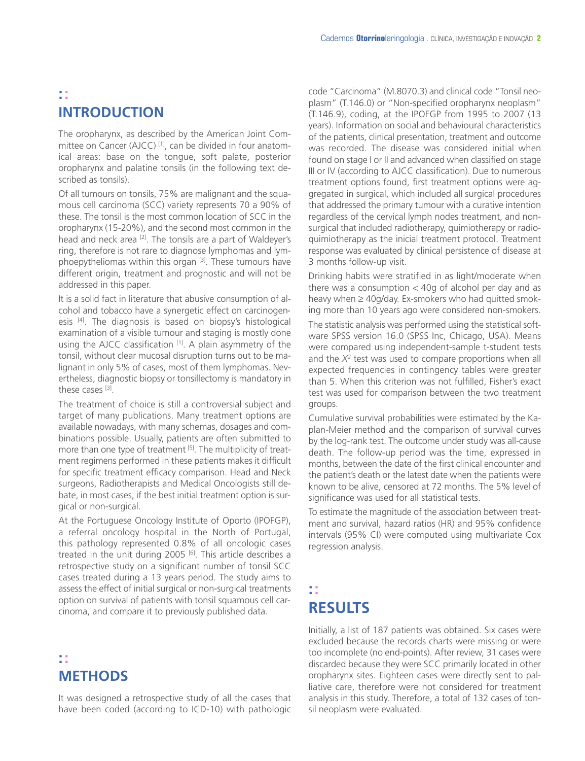## INTRODUCTION

The oropharynx, as described by the American Joint Committee on Cancer (AJCC) [1], can be divided in four anatomical areas: base on the tongue, soft palate, posterior oropharynx and palatine tonsils (in the following text described as tonsils).

Of all tumours on tonsils, 75% are malignant and the squamous cell carcinoma (SCC) variety represents 70 a 90% of these. The tonsil is the most common location of SCC in the oropharynx (15-20%), and the second most common in the head and neck area [2]. The tonsils are a part of Waldeyer's ring, therefore is not rare to diagnose lymphomas and lymphoepytheliomas within this organ [3]. These tumours have different origin, treatment and prognostic and will not be addressed in this paper.

It is a solid fact in literature that abusive consumption of alcohol and tobacco have a synergetic effect on carcinogenesis [4]. The diagnosis is based on biopsy's histological examination of a visible tumour and staging is mostly done using the AJCC classification [1]. A plain asymmetry of the tonsil, without clear mucosal disruption turns out to be malignant in only 5% of cases, most of them lymphomas. Nevertheless, diagnostic biopsy or tonsillectomy is mandatory in these cases [3].

The treatment of choice is still a controversial subject and target of many publications. Many treatment options are available nowadays, with many schemas, dosages and combinations possible. Usually, patients are often submitted to more than one type of treatment [5]. The multiplicity of treatment regimens performed in these patients makes it difficult for specific treatment efficacy comparison. Head and Neck surgeons, Radiotherapists and Medical Oncologists still debate, in most cases, if the best initial treatment option is surgical or non-surgical.

At the Portuguese Oncology Institute of Oporto (IPOFGP), a referral oncology hospital in the North of Portugal, this pathology represented 0.8% of all oncologic cases treated in the unit during 2005 [6]. This article describes a retrospective study on a significant number of tonsil SCC cases treated during a 13 years period. The study aims to assess the effect of initial surgical or non-surgical treatments option on survival of patients with tonsil squamous cell carcinoma, and compare it to previously published data.

## METHODS

It was designed a retrospective study of all the cases that have been coded (according to ICD-10) with pathologic code "Carcinoma" (M.8070.3) and clinical code "Tonsil neoplasm" (T.146.0) or "Non-specified oropharynx neoplasm" (T.146.9), coding, at the IPOFGP from 1995 to 2007 (13 years). Information on social and behavioural characteristics of the patients, clinical presentation, treatment and outcome was recorded. The disease was considered initial when found on stage I or II and advanced when classified on stage III or IV (according to AJCC classification). Due to numerous treatment options found, first treatment options were aggregated in surgical, which included all surgical procedures that addressed the primary tumour with a curative intention regardless of the cervical lymph nodes treatment, and non-surgical that included radiotherapy, quimiotherapy or radioquimiotherapy as the inicial treatment protocol. Treatment response was evaluated by clinical persistence of disease at 3 months follow-up visit.

Drinking habits were stratified in as light/moderate when there was a consumption < 40g of alcohol per day and as heavy when ≥ 40g/day. Ex-smokers who had quitted smoking more than 10 years ago were considered non-smokers.

The statistic analysis was performed using the statistical software SPSS version 16.0 (SPSS Inc, Chicago, USA). Means were compared using independent-sample t-student tests and the $X^2$ test was used to compare proportions when all expected frequencies in contingency tables were greater than 5. When this criterion was not fulfilled, Fisher's exact test was used for comparison between the two treatment groups.

Cumulative survival probabilities were estimated by the Kaplan-Meier method and the comparison of survival curves by the log-rank test. The outcome under study was all-cause death. The follow-up period was the time, expressed in months, between the date of the first clinical encounter and the patient's death or the latest date when the patients were known to be alive, censored at 72 months. The 5% level of significance was used for all statistical tests.

To estimate the magnitude of the association between treatment and survival, hazard ratios (HR) and 95% confidence intervals (95% CI) were computed using multivariate Cox regression analysis.

## RESULTS

Initially, a list of 187 patients was obtained. Six cases were excluded because the records charts were missing or were too incomplete (no end-points). After review, 31 cases were discarded because they were SCC primarily located in other oropharynx sites. Eighteen cases were directly sent to palliative care, therefore were not considered for treatment analysis in this study. Therefore, a total of 132 cases of tonsil neoplasm were evaluated.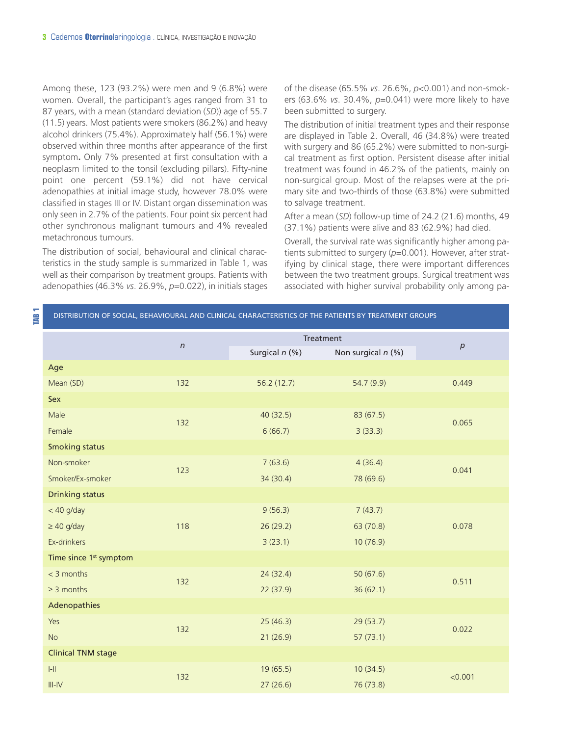Among these, 123 (93.2%) were men and 9 (6.8%) were women. Overall, the participant's ages ranged from 31 to 87 years, with a mean (standard deviation (*SD*)) age of 55.7 (11.5) years. Most patients were smokers (86.2%) and heavy alcohol drinkers (75.4%). Approximately half (56.1%) were observed within three months after appearance of the first symptom**.** Only 7% presented at first consultation with a neoplasm limited to the tonsil (excluding pillars). Fifty-nine point one percent (59.1%) did not have cervical adenopathies at initial image study, however 78.0% were classified in stages III or IV. Distant organ dissemination was only seen in 2.7% of the patients. Four point six percent had other synchronous malignant tumours and 4% revealed metachronous tumours.

The distribution of social, behavioural and clinical characteristics in the study sample is summarized in Table 1, was well as their comparison by treatment groups. Patients with adenopathies (46.3% *vs*. 26.9%, *p*=0.022), in initials stages of the disease (65.5% *vs*. 26.6%, *p*<0.001) and non-smokers (63.6% *vs*. 30.4%, *p*=0.041) were more likely to have been submitted to surgery.

The distribution of initial treatment types and their response are displayed in Table 2. Overall, 46 (34.8%) were treated with surgery and 86 (65.2%) were submitted to non-surgical treatment as first option. Persistent disease after initial treatment was found in 46.2% of the patients, mainly on non-surgical group. Most of the relapses were at the primary site and two-thirds of those (63.8%) were submitted to salvage treatment.

After a mean (*SD*) follow-up time of 24.2 (21.6) months, 49 (37.1%) patients were alive and 83 (62.9%) had died.

Overall, the survival rate was significantly higher among patients submitted to surgery (*p*=0.001). However, after stratifying by clinical stage, there were important differences between the two treatment groups. Surgical treatment was associated with higher survival probability only among pa-

**TAB 1** DISTRIBUTION OF SOCIAL, BEHAVIOURAL AND CLINICAL CHARACTERISTICS OF THE PATIENTS BY TREATMENT GROUPS

| | *n* | Treatment | | *p* |
|---|---|---|---|---|
| | | Surgical *n* (%) | Non surgical *n* (%) | |
| **Age** | | | | |
| Mean (SD) | 132 | 56.2 (12.7) | 54.7 (9.9) | 0.449 |
| **Sex** | | | | |
| Male | 132 | 40 (32.5) | 83 (67.5) | 0.065 |
| Female | | 6 (66.7) | 3 (33.3) | |
| **Smoking status** | | | | |
| Non-smoker | 123 | 7 (63.6) | 4 (36.4) | 0.041 |
| Smoker/Ex-smoker | | 34 (30.4) | 78 (69.6) | |
| **Drinking status** | | | | |
| < 40 g/day | | 9 (56.3) | 7 (43.7) | |
| ≥ 40 g/day | 118 | 26 (29.2) | 63 (70.8) | 0.078 |
| Ex-drinkers | | 3 (23.1) | 10 (76.9) | |
| **Time since 1st symptom** | | | | |
| < 3 months | 132 | 24 (32.4) | 50 (67.6) | 0.511 |
| ≥ 3 months | | 22 (37.9) | 36 (62.1) | |
| **Adenopathies** | | | | |
| Yes | 132 | 25 (46.3) | 29 (53.7) | 0.022 |
| No | | 21 (26.9) | 57 (73.1) | |
| **Clinical TNM stage** | | | | |
| I-II | 132 | 19 (65.5) | 10 (34.5) | <0.001 |
| III-IV | | 27 (26.6) | 76 (73.8) | |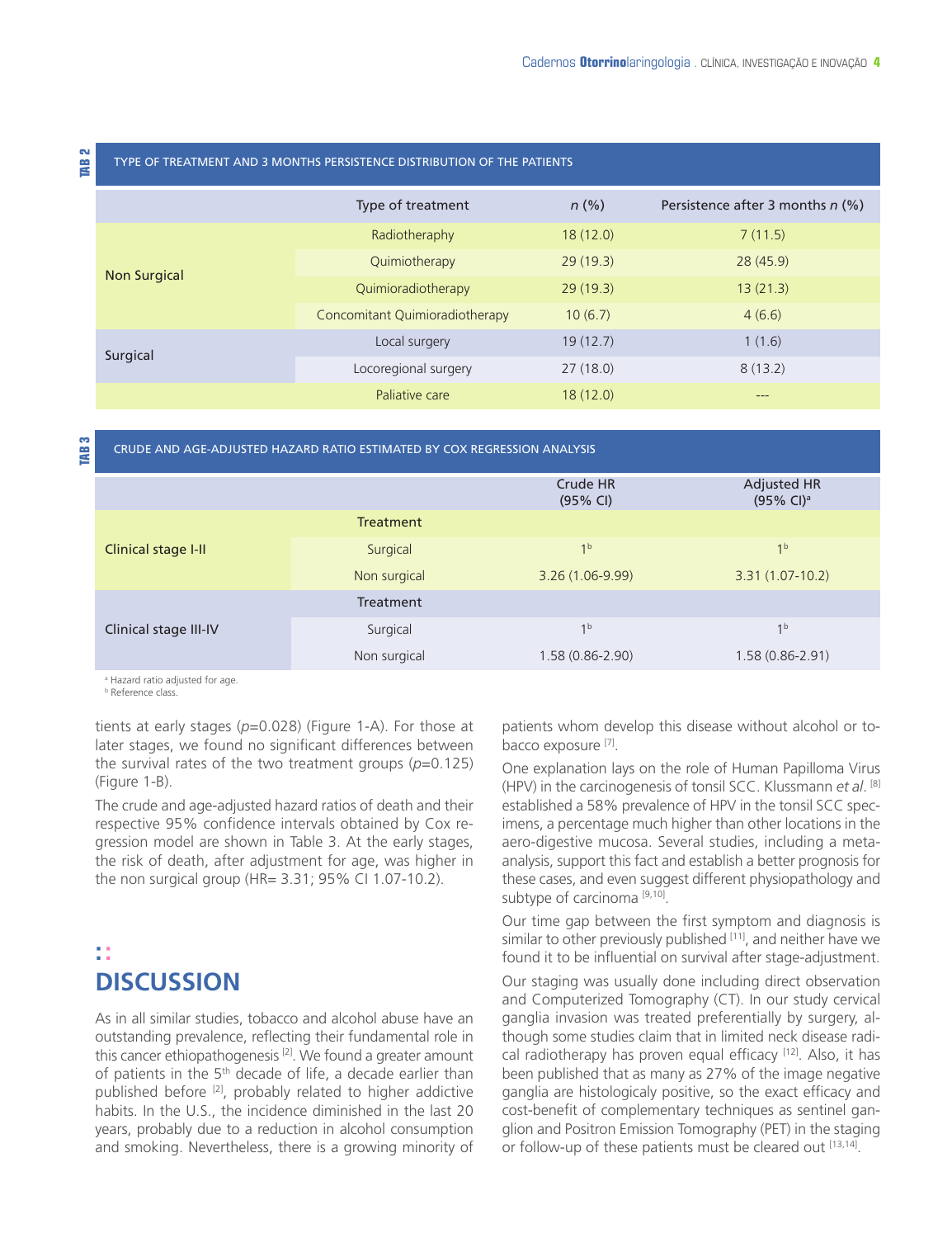**TAB 2** TYPE OF TREATMENT AND 3 MONTHS PERSISTENCE DISTRIBUTION OF THE PATIENTS

| | Type of treatment | *n* (%) | Persistence after 3 months *n* (%) |
|---|---|---|---|
| Non Surgical | Radiotheraphy | 18 (12.0) | 7 (11.5) |
| | Quimiotherapy | 29 (19.3) | 28 (45.9) |
| | Quimioradiotherapy | 29 (19.3) | 13 (21.3) |
| | Concomitant Quimioradiotherapy | 10 (6.7) | 4 (6.6) |
| Surgical | Local surgery | 19 (12.7) | 1 (1.6) |
| | Locoregional surgery | 27 (18.0) | 8 (13.2) |
| | Paliative care | 18 (12.0) | --- |

**TAB 3** CRUDE AND AGE-ADJUSTED HAZARD RATIO ESTIMATED BY COX REGRESSION ANALYSIS

| | | Crude HR (95% CI) | Adjusted HR (95% CI)[a] |
|---|---|---|---|
| Clinical stage I-II | Treatment | | |
| | Surgical | 1[b] | 1[b] |
| | Non surgical | 3.26 (1.06-9.99) | 3.31 (1.07-10.2) |
| Clinical stage III-IV | Treatment | | |
| | Surgical | 1[b] | 1[b] |
| | Non surgical | 1.58 (0.86-2.90) | 1.58 (0.86-2.91) |

[a] Hazard ratio adjusted for age.
[b] Reference class.

tients at early stages ($p$=0.028) (Figure 1-A). For those at later stages, we found no significant differences between the survival rates of the two treatment groups ($p$=0.125) (Figure 1-B).

The crude and age-adjusted hazard ratios of death and their respective 95% confidence intervals obtained by Cox regression model are shown in Table 3. At the early stages, the risk of death, after adjustment for age, was higher in the non surgical group (HR= 3.31; 95% CI 1.07-10.2).

## DISCUSSION

As in all similar studies, tobacco and alcohol abuse have an outstanding prevalence, reflecting their fundamental role in this cancer ethiopathogenesis [2]. We found a greater amount of patients in the 5th decade of life, a decade earlier than published before [2], probably related to higher addictive habits. In the U.S., the incidence diminished in the last 20 years, probably due to a reduction in alcohol consumption and smoking. Nevertheless, there is a growing minority of patients whom develop this disease without alcohol or tobacco exposure [7].

One explanation lays on the role of Human Papilloma Virus (HPV) in the carcinogenesis of tonsil SCC. Klussmann *et al*. [8] established a 58% prevalence of HPV in the tonsil SCC specimens, a percentage much higher than other locations in the aero-digestive mucosa. Several studies, including a meta-analysis, support this fact and establish a better prognosis for these cases, and even suggest different physiopathology and subtype of carcinoma [9,10].

Our time gap between the first symptom and diagnosis is similar to other previously published [11], and neither have we found it to be influential on survival after stage-adjustment.

Our staging was usually done including direct observation and Computerized Tomography (CT). In our study cervical ganglia invasion was treated preferentially by surgery, although some studies claim that in limited neck disease radical radiotherapy has proven equal efficacy [12]. Also, it has been published that as many as 27% of the image negative ganglia are histologicaly positive, so the exact efficacy and cost-benefit of complementary techniques as sentinel ganglion and Positron Emission Tomography (PET) in the staging or follow-up of these patients must be cleared out [13,14].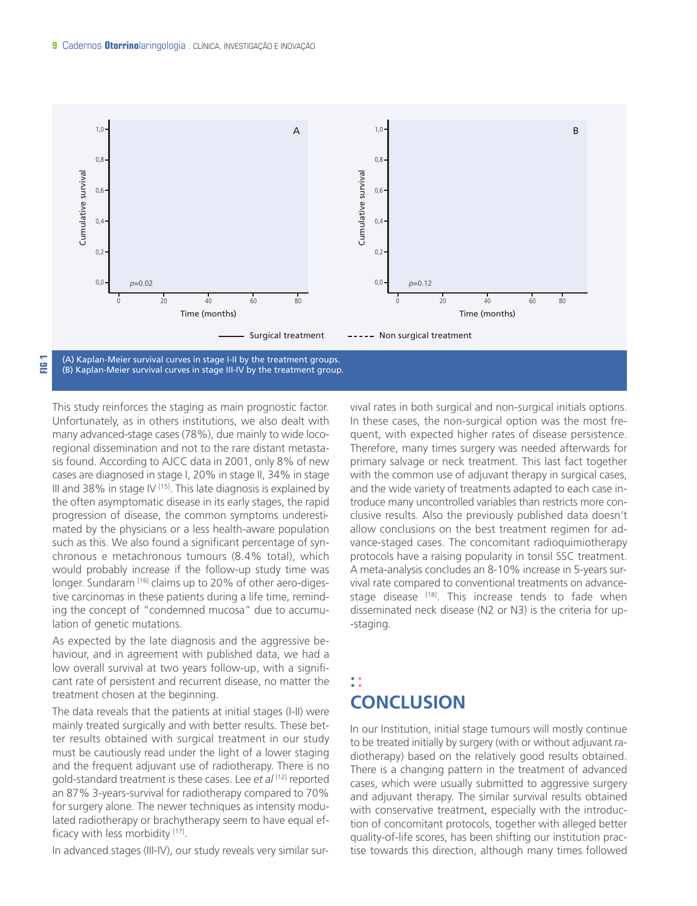FIG 1

(A) Kaplan-Meier survival curves in stage I-II by the treatment groups.
(B) Kaplan-Meier survival curves in stage III-IV by the treatment group.

This study reinforces the staging as main prognostic factor. Unfortunately, as in others institutions, we also dealt with many advanced-stage cases (78%), due mainly to wide locoregional dissemination and not to the rare distant metastasis found. According to AJCC data in 2001, only 8% of new cases are diagnosed in stage I, 20% in stage II, 34% in stage III and 38% in stage IV [15]. This late diagnosis is explained by the often asymptomatic disease in its early stages, the rapid progression of disease, the common symptoms underestimated by the physicians or a less health-aware population such as this. We also found a significant percentage of synchronous e metachronous tumours (8.4% total), which would probably increase if the follow-up study time was longer. Sundaram [16] claims up to 20% of other aero-digestive carcinomas in these patients during a life time, reminding the concept of "condemned mucosa" due to accumulation of genetic mutations.

As expected by the late diagnosis and the aggressive behaviour, and in agreement with published data, we had a low overall survival at two years follow-up, with a significant rate of persistent and recurrent disease, no matter the treatment chosen at the beginning.

The data reveals that the patients at initial stages (I-II) were mainly treated surgically and with better results. These better results obtained with surgical treatment in our study must be cautiously read under the light of a lower staging and the frequent adjuvant use of radiotherapy. There is no gold-standard treatment is these cases. Lee *et al* [12] reported an 87% 3-years-survival for radiotherapy compared to 70% for surgery alone. The newer techniques as intensity modulated radiotherapy or brachytherapy seem to have equal efficacy with less morbidity [17].

In advanced stages (III-IV), our study reveals very similar survival rates in both surgical and non-surgical initials options. In these cases, the non-surgical option was the most frequent, with expected higher rates of disease persistence. Therefore, many times surgery was needed afterwards for primary salvage or neck treatment. This last fact together with the common use of adjuvant therapy in surgical cases, and the wide variety of treatments adapted to each case introduce many uncontrolled variables than restricts more conclusive results. Also the previously published data doesn't allow conclusions on the best treatment regimen for advance-staged cases. The concomitant radioquimiotherapy protocols have a raising popularity in tonsil SSC treatment. A meta-analysis concludes an 8-10% increase in 5-years survival rate compared to conventional treatments on advance-stage disease [18]. This increase tends to fade when disseminated neck disease (N2 or N3) is the criteria for up-staging.

## CONCLUSION

In our Institution, initial stage tumours will mostly continue to be treated initially by surgery (with or without adjuvant radiotherapy) based on the relatively good results obtained. There is a changing pattern in the treatment of advanced cases, which were usually submitted to aggressive surgery and adjuvant therapy. The similar survival results obtained with conservative treatment, especially with the introduction of concomitant protocols, together with alleged better quality-of-life scores, has been shifting our institution practise towards this direction, although many times followed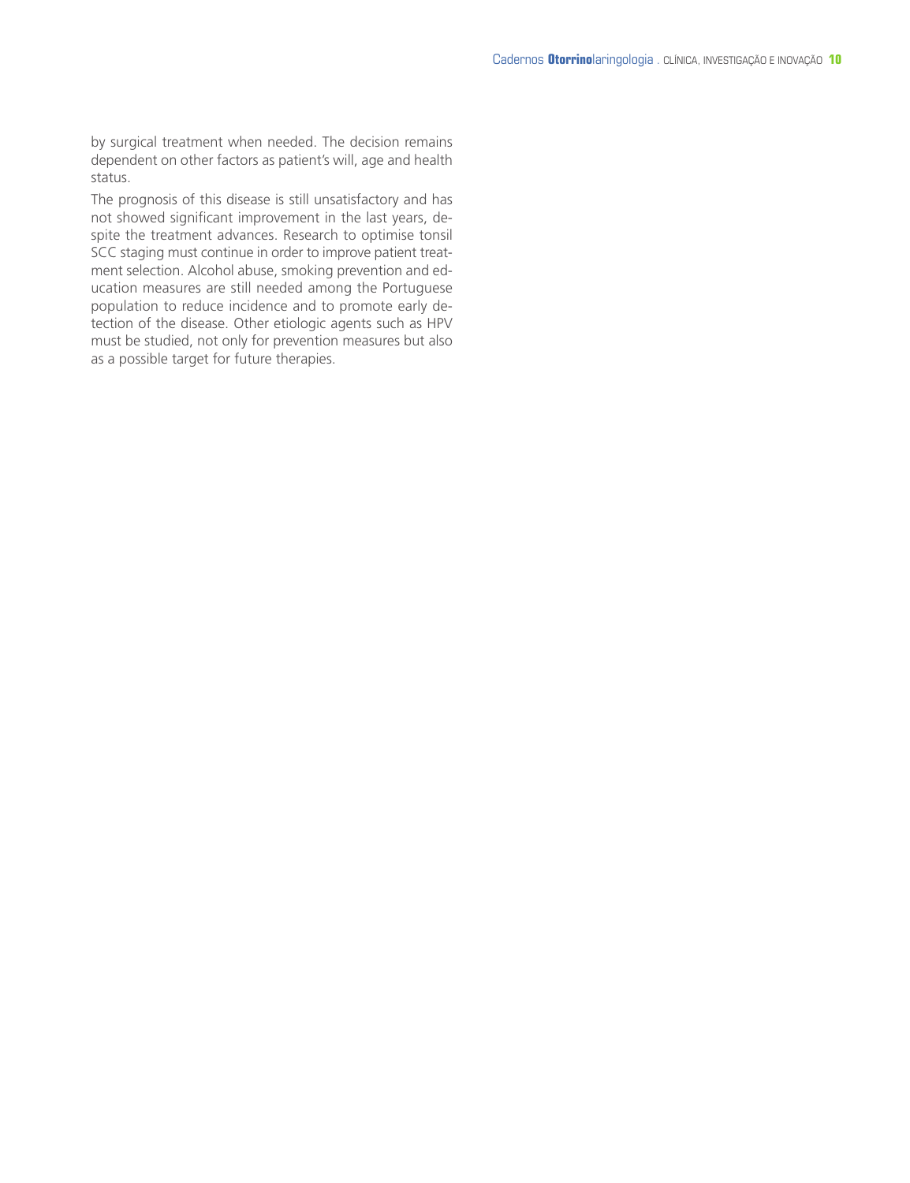by surgical treatment when needed. The decision remains dependent on other factors as patient's will, age and health status.

The prognosis of this disease is still unsatisfactory and has not showed significant improvement in the last years, despite the treatment advances. Research to optimise tonsil SCC staging must continue in order to improve patient treatment selection. Alcohol abuse, smoking prevention and education measures are still needed among the Portuguese population to reduce incidence and to promote early detection of the disease. Other etiologic agents such as HPV must be studied, not only for prevention measures but also as a possible target for future therapies.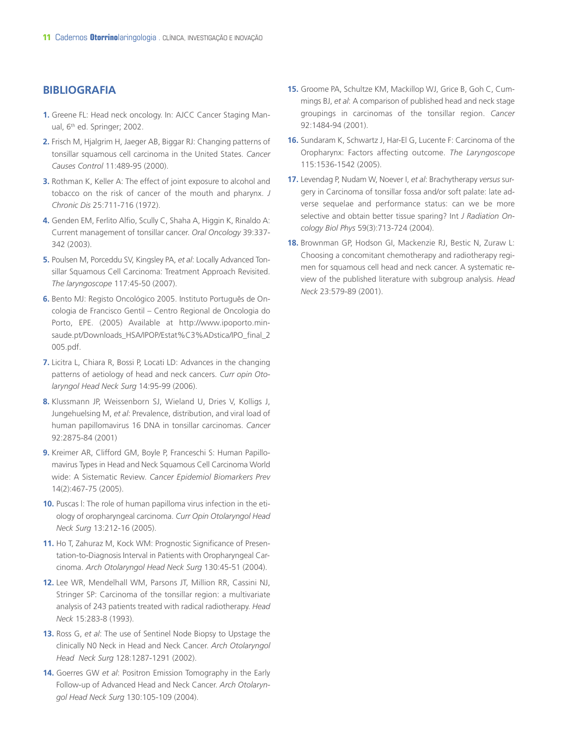## BIBLIOGRAFIA

1. Greene FL: Head neck oncology. In: AJCC Cancer Staging Manual, 6th ed. Springer; 2002.
2. Frisch M, Hjalgrim H, Jaeger AB, Biggar RJ: Changing patterns of tonsillar squamous cell carcinoma in the United States. *Cancer Causes Control* 11:489-95 (2000).
3. Rothman K, Keller A: The effect of joint exposure to alcohol and tobacco on the risk of cancer of the mouth and pharynx. *J Chronic Dis* 25:711-716 (1972).
4. Genden EM, Ferlito Alfio, Scully C, Shaha A, Higgin K, Rinaldo A: Current management of tonsillar cancer. *Oral Oncology* 39:337-342 (2003).
5. Poulsen M, Porceddu SV, Kingsley PA, *et al*: Locally Advanced Tonsillar Squamous Cell Carcinoma: Treatment Approach Revisited. *The laryngoscope* 117:45-50 (2007).
6. Bento MJ: Registo Oncológico 2005. Instituto Português de Oncologia de Francisco Gentil – Centro Regional de Oncologia do Porto, EPE. (2005) Available at http://www.ipoporto.min-saude.pt/Downloads_HSA/IPOP/Estat%C3%ADstica/IPO_final_2005.pdf.
7. Licitra L, Chiara R, Bossi P, Locati LD: Advances in the changing patterns of aetiology of head and neck cancers. *Curr opin Otolaryngol Head Neck Surg* 14:95-99 (2006).
8. Klussmann JP, Weissenborn SJ, Wieland U, Dries V, Kolligs J, Jungehuelsing M, *et al*: Prevalence, distribution, and viral load of human papillomavirus 16 DNA in tonsillar carcinomas. *Cancer* 92:2875-84 (2001)
9. Kreimer AR, Clifford GM, Boyle P, Franceschi S: Human Papillomavirus Types in Head and Neck Squamous Cell Carcinoma World wide: A Sistematic Review. *Cancer Epidemiol Biomarkers Prev* 14(2):467-75 (2005).
10. Puscas l: The role of human papilloma virus infection in the etiology of oropharyngeal carcinoma. *Curr Opin Otolaryngol Head Neck Surg* 13:212-16 (2005).
11. Ho T, Zahuraz M, Kock WM: Prognostic Significance of Presentation-to-Diagnosis Interval in Patients with Oropharyngeal Carcinoma. *Arch Otolaryngol Head Neck Surg* 130:45-51 (2004).
12. Lee WR, Mendelhall WM, Parsons JT, Million RR, Cassini NJ, Stringer SP: Carcinoma of the tonsillar region: a multivariate analysis of 243 patients treated with radical radiotherapy. *Head Neck* 15:283-8 (1993).
13. Ross G, *et al*: The use of Sentinel Node Biopsy to Upstage the clinically N0 Neck in Head and Neck Cancer. *Arch Otolaryngol Head Neck Surg* 128:1287-1291 (2002).
14. Goerres GW *et al*: Positron Emission Tomography in the Early Follow-up of Advanced Head and Neck Cancer. *Arch Otolaryngol Head Neck Surg* 130:105-109 (2004).
15. Groome PA, Schultze KM, Mackillop WJ, Grice B, Goh C, Cummings BJ, *et al*: A comparison of published head and neck stage groupings in carcinomas of the tonsillar region. *Cancer* 92:1484-94 (2001).
16. Sundaram K, Schwartz J, Har-El G, Lucente F: Carcinoma of the Oropharynx: Factors affecting outcome. *The Laryngoscope* 115:1536-1542 (2005).
17. Levendag P, Nudam W, Noever I, *et al*: Brachytherapy *versus* surgery in Carcinoma of tonsillar fossa and/or soft palate: late adverse sequelae and performance status: can we be more selective and obtain better tissue sparing? Int *J Radiation Oncology Biol Phys* 59(3):713-724 (2004).
18. Brownman GP, Hodson GI, Mackenzie RJ, Bestic N, Zuraw L: Choosing a concomitant chemotherapy and radiotherapy regimen for squamous cell head and neck cancer. A systematic review of the published literature with subgroup analysis. *Head Neck* 23:579-89 (2001).